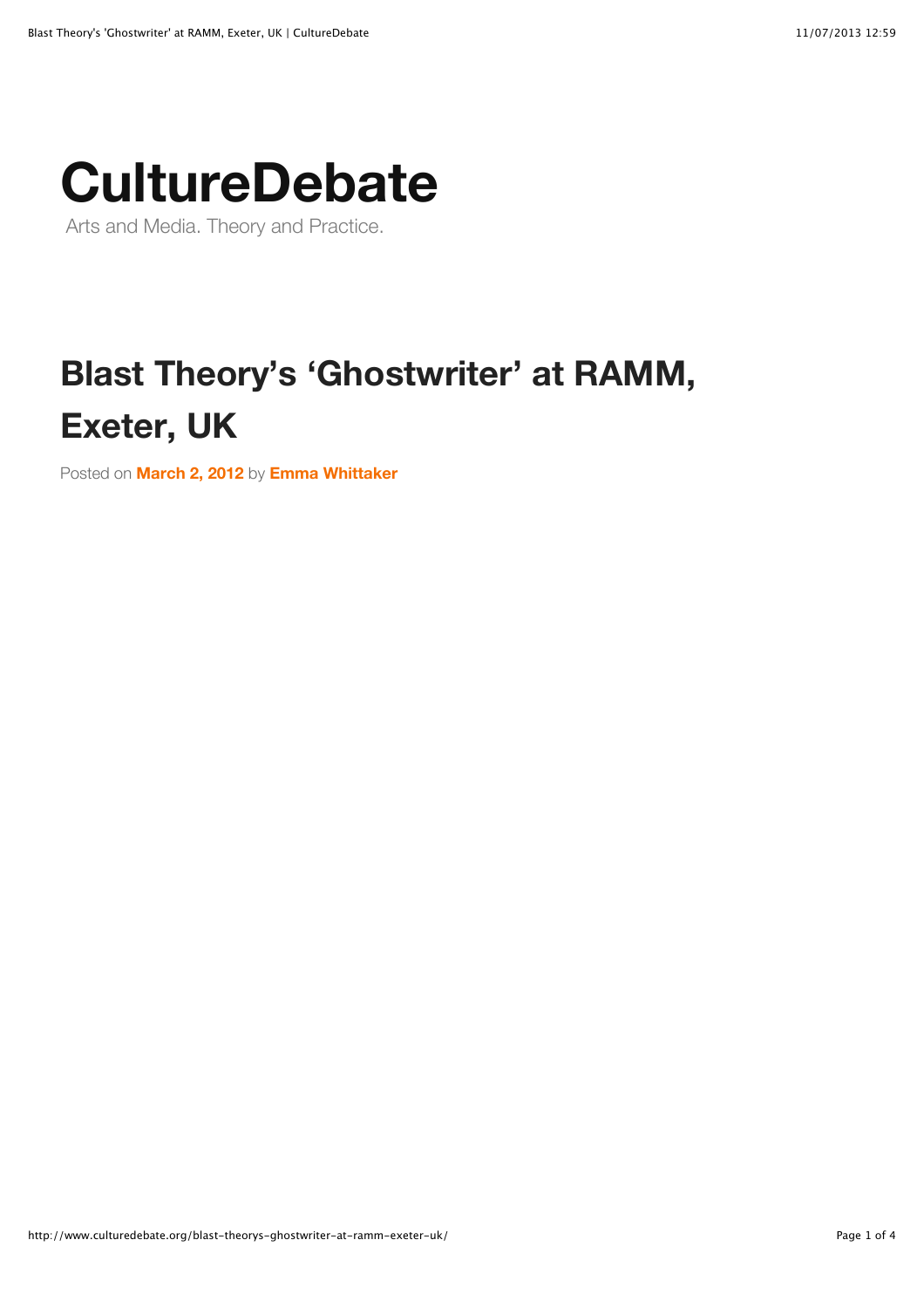# CultureDebate

Arts and Media. Theory and Practice.

## Blast Theory's 'Ghostwriter' at RAMM, Exeter, UK

Posted on **March 2, 2012** by **Emma Whittaker**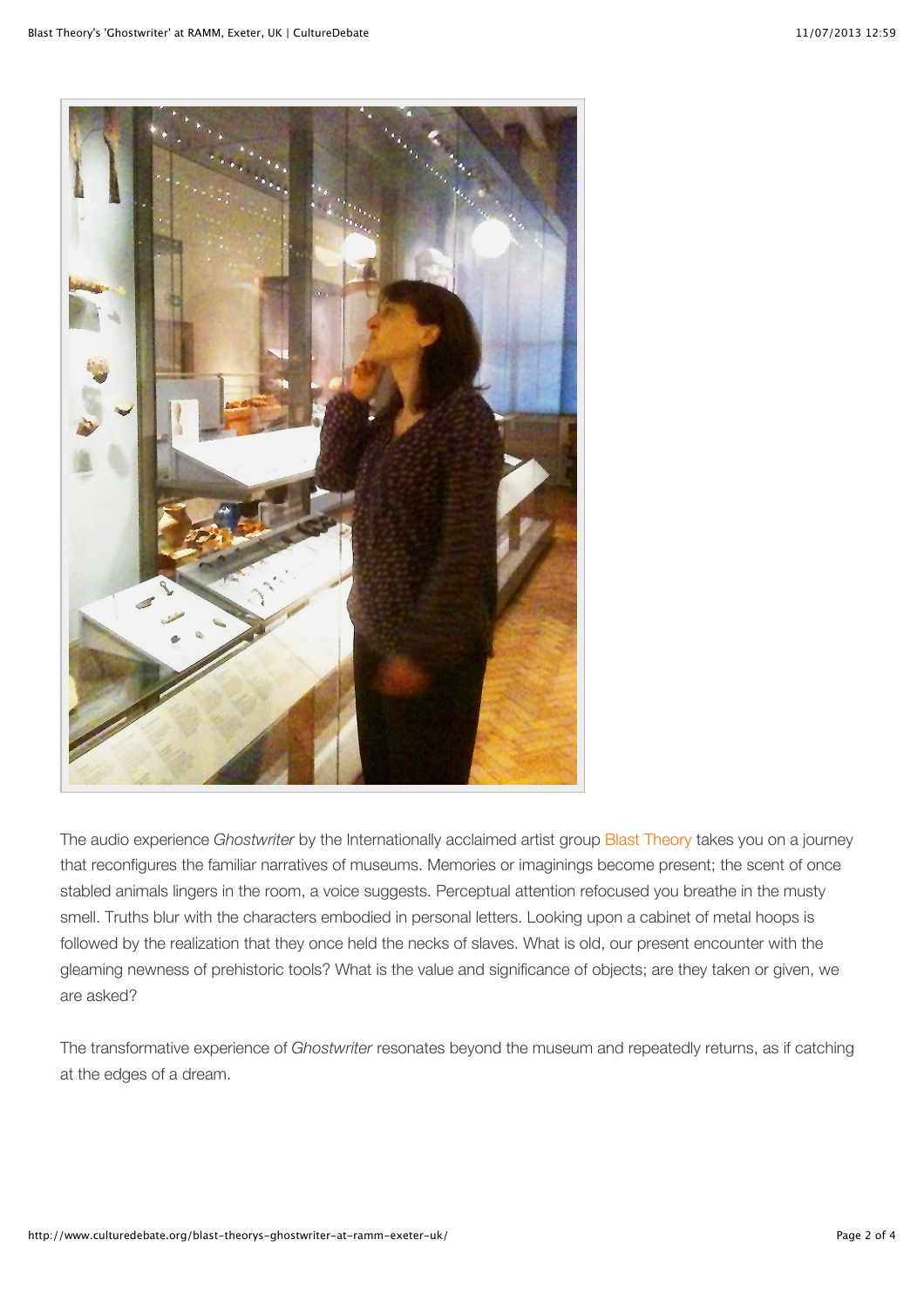The audio experience *Ghostwriter* by the Internationally acclaimed artist group Blast Theory takes you on a journey that reconfigures the familiar narratives of museums. Memories or imaginings become present; the scent of once stabled animals lingers in the room, a voice suggests. Perceptual attention refocused you breathe in the musty smell. Truths blur with the characters embodied in personal letters. Looking upon a cabinet of metal hoops is followed by the realization that they once held the necks of slaves. What is old, our present encounter with the gleaming newness of prehistoric tools? What is the value and significance of objects; are they taken or given, we are asked?

The transformative experience of *Ghostwriter* resonates beyond the museum and repeatedly returns, as if catching at the edges of a dream.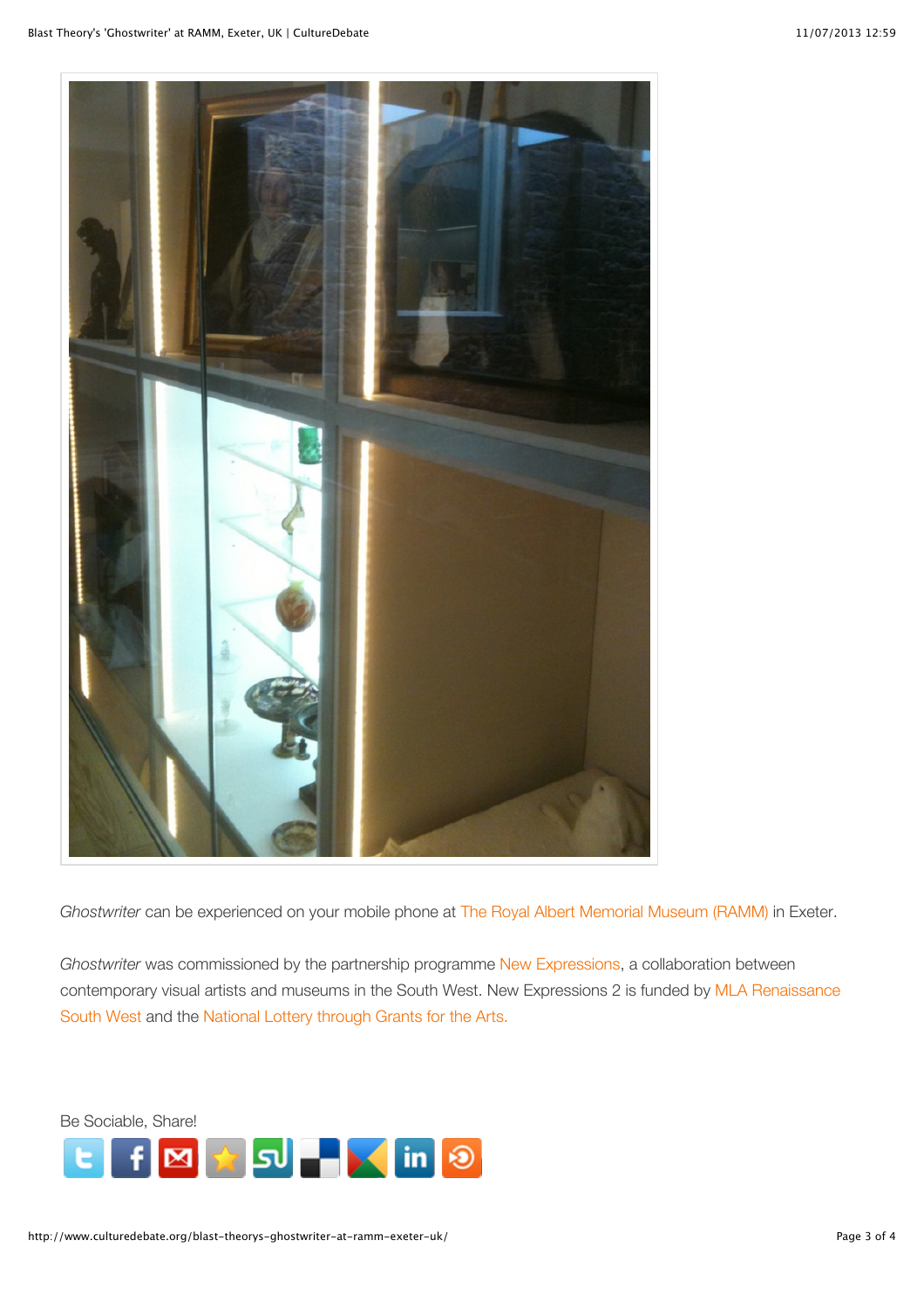*Ghostwriter* can be experienced on your mobile phone at The Royal Albert Memorial Museum (RAMM) in Exeter.

*Ghostwriter* was commissioned by the partnership programme New Expressions, a collaboration between contemporary visual artists and museums in the South West. New Expressions 2 is funded by MLA Renaissance South West and the National Lottery through Grants for the Arts.

Be Sociable, Share!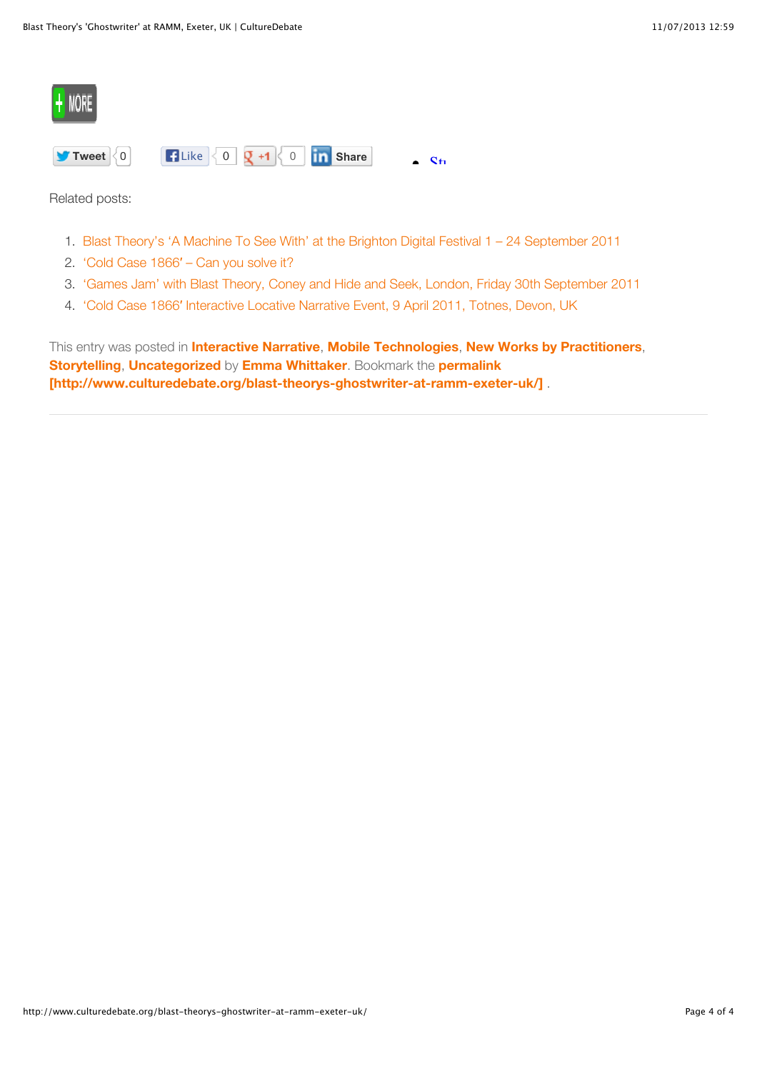+ MORE

Tweet 0 Like 0 +1 0 Share

Related posts:

1. Blast Theory's 'A Machine To See With' at the Brighton Digital Festival 1 – 24 September 2011
2. 'Cold Case 1866' – Can you solve it?
3. 'Games Jam' with Blast Theory, Coney and Hide and Seek, London, Friday 30th September 2011
4. 'Cold Case 1866' Interactive Locative Narrative Event, 9 April 2011, Totnes, Devon, UK

This entry was posted in **Interactive Narrative**, **Mobile Technologies**, **New Works by Practitioners**, **Storytelling**, **Uncategorized** by **Emma Whittaker**. Bookmark the **permalink [http://www.culturedebate.org/blast-theorys-ghostwriter-at-ramm-exeter-uk/]** .